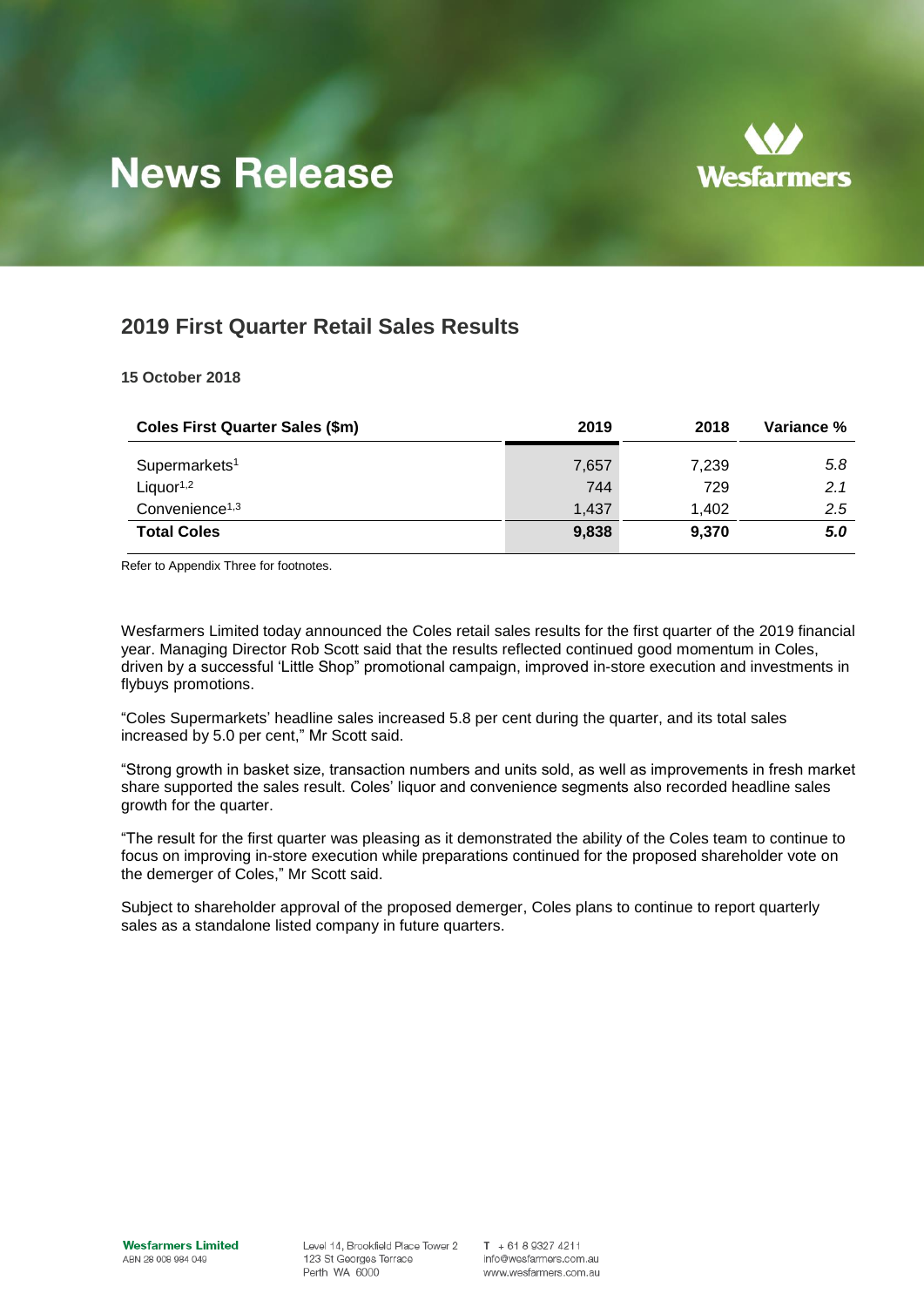# News Release

## 2019 First Quarter Retail Sales Results

**15 October 2018**

| Coles First Quarter Sales ($m) | 2019 | 2018 | Variance % |
|---|---|---|---|
| Supermarkets[1] | 7,657 | 7,239 | *5.8* |
| Liquor[1,2] | 744 | 729 | *2.1* |
| Convenience[1,3] | 1,437 | 1,402 | *2.5* |
| **Total Coles** | **9,838** | **9,370** | ***5.0*** |

Refer to Appendix Three for footnotes.

Wesfarmers Limited today announced the Coles retail sales results for the first quarter of the 2019 financial year. Managing Director Rob Scott said that the results reflected continued good momentum in Coles, driven by a successful 'Little Shop" promotional campaign, improved in-store execution and investments in flybuys promotions.

"Coles Supermarkets' headline sales increased 5.8 per cent during the quarter, and its total sales increased by 5.0 per cent," Mr Scott said.

"Strong growth in basket size, transaction numbers and units sold, as well as improvements in fresh market share supported the sales result. Coles' liquor and convenience segments also recorded headline sales growth for the quarter.

"The result for the first quarter was pleasing as it demonstrated the ability of the Coles team to continue to focus on improving in-store execution while preparations continued for the proposed shareholder vote on the demerger of Coles," Mr Scott said.

Subject to shareholder approval of the proposed demerger, Coles plans to continue to report quarterly sales as a standalone listed company in future quarters.

**Wesfarmers Limited**
ABN 28 008 984 049

Level 14, Brookfield Place Tower 2
123 St Georges Terrace
Perth WA 6000

T + 61 8 9327 4211
info@wesfarmers.com.au
www.wesfarmers.com.au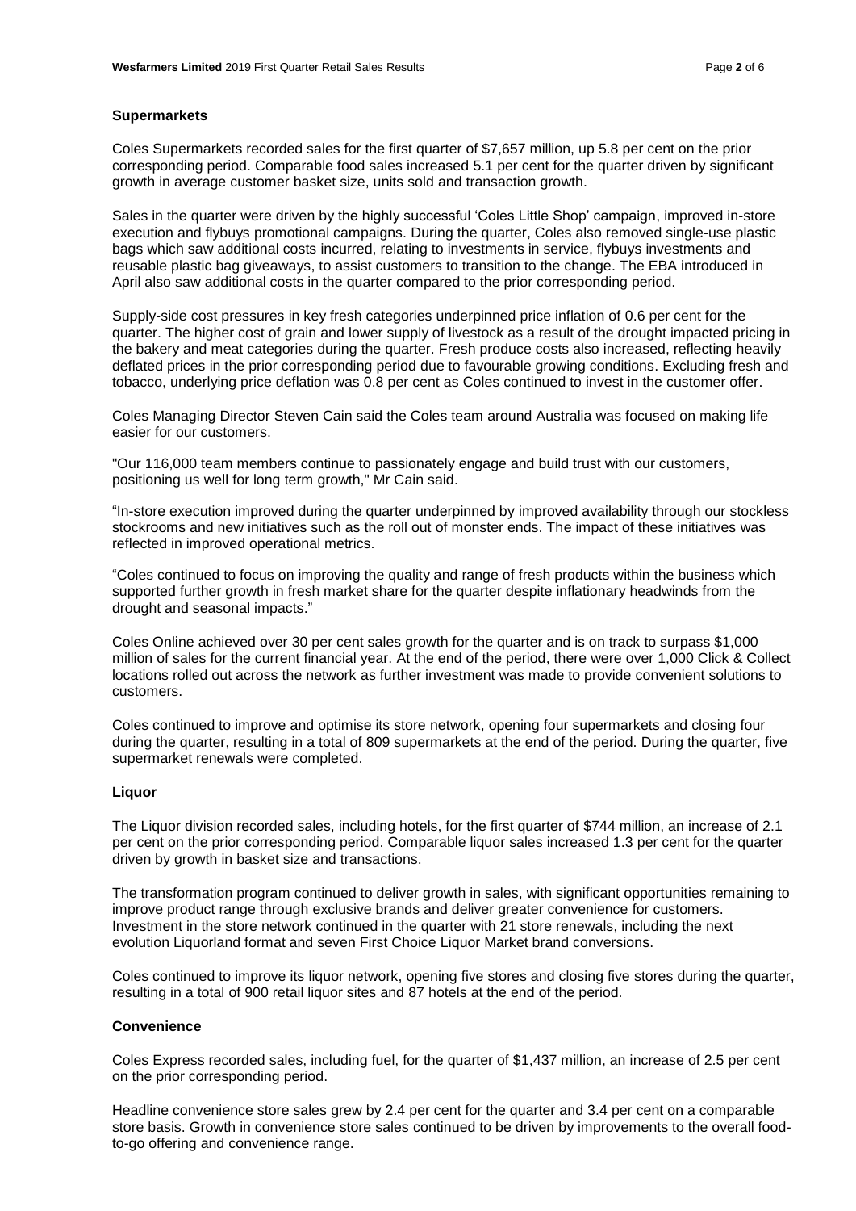## Supermarkets

Coles Supermarkets recorded sales for the first quarter of $7,657 million, up 5.8 per cent on the prior corresponding period. Comparable food sales increased 5.1 per cent for the quarter driven by significant growth in average customer basket size, units sold and transaction growth.

Sales in the quarter were driven by the highly successful 'Coles Little Shop' campaign, improved in-store execution and flybuys promotional campaigns. During the quarter, Coles also removed single-use plastic bags which saw additional costs incurred, relating to investments in service, flybuys investments and reusable plastic bag giveaways, to assist customers to transition to the change. The EBA introduced in April also saw additional costs in the quarter compared to the prior corresponding period.

Supply-side cost pressures in key fresh categories underpinned price inflation of 0.6 per cent for the quarter. The higher cost of grain and lower supply of livestock as a result of the drought impacted pricing in the bakery and meat categories during the quarter. Fresh produce costs also increased, reflecting heavily deflated prices in the prior corresponding period due to favourable growing conditions. Excluding fresh and tobacco, underlying price deflation was 0.8 per cent as Coles continued to invest in the customer offer.

Coles Managing Director Steven Cain said the Coles team around Australia was focused on making life easier for our customers.

"Our 116,000 team members continue to passionately engage and build trust with our customers, positioning us well for long term growth," Mr Cain said.

"In-store execution improved during the quarter underpinned by improved availability through our stockless stockrooms and new initiatives such as the roll out of monster ends. The impact of these initiatives was reflected in improved operational metrics.

"Coles continued to focus on improving the quality and range of fresh products within the business which supported further growth in fresh market share for the quarter despite inflationary headwinds from the drought and seasonal impacts."

Coles Online achieved over 30 per cent sales growth for the quarter and is on track to surpass $1,000 million of sales for the current financial year. At the end of the period, there were over 1,000 Click & Collect locations rolled out across the network as further investment was made to provide convenient solutions to customers.

Coles continued to improve and optimise its store network, opening four supermarkets and closing four during the quarter, resulting in a total of 809 supermarkets at the end of the period. During the quarter, five supermarket renewals were completed.

## Liquor

The Liquor division recorded sales, including hotels, for the first quarter of $744 million, an increase of 2.1 per cent on the prior corresponding period. Comparable liquor sales increased 1.3 per cent for the quarter driven by growth in basket size and transactions.

The transformation program continued to deliver growth in sales, with significant opportunities remaining to improve product range through exclusive brands and deliver greater convenience for customers. Investment in the store network continued in the quarter with 21 store renewals, including the next evolution Liquorland format and seven First Choice Liquor Market brand conversions.

Coles continued to improve its liquor network, opening five stores and closing five stores during the quarter, resulting in a total of 900 retail liquor sites and 87 hotels at the end of the period.

## Convenience

Coles Express recorded sales, including fuel, for the quarter of $1,437 million, an increase of 2.5 per cent on the prior corresponding period.

Headline convenience store sales grew by 2.4 per cent for the quarter and 3.4 per cent on a comparable store basis. Growth in convenience store sales continued to be driven by improvements to the overall food-to-go offering and convenience range.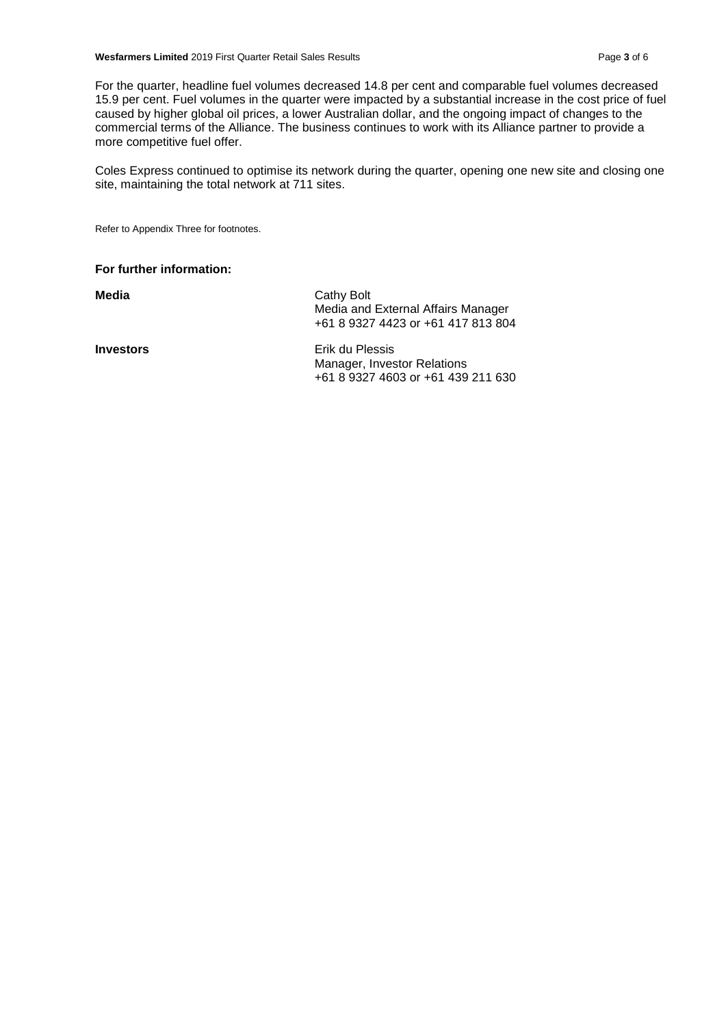For the quarter, headline fuel volumes decreased 14.8 per cent and comparable fuel volumes decreased 15.9 per cent. Fuel volumes in the quarter were impacted by a substantial increase in the cost price of fuel caused by higher global oil prices, a lower Australian dollar, and the ongoing impact of changes to the commercial terms of the Alliance. The business continues to work with its Alliance partner to provide a more competitive fuel offer.

Coles Express continued to optimise its network during the quarter, opening one new site and closing one site, maintaining the total network at 711 sites.

Refer to Appendix Three for footnotes.

**For further information:**

| | |
|---|---|
| **Media** | Cathy Bolt<br>Media and External Affairs Manager<br>+61 8 9327 4423 or +61 417 813 804 |
| **Investors** | Erik du Plessis<br>Manager, Investor Relations<br>+61 8 9327 4603 or +61 439 211 630 |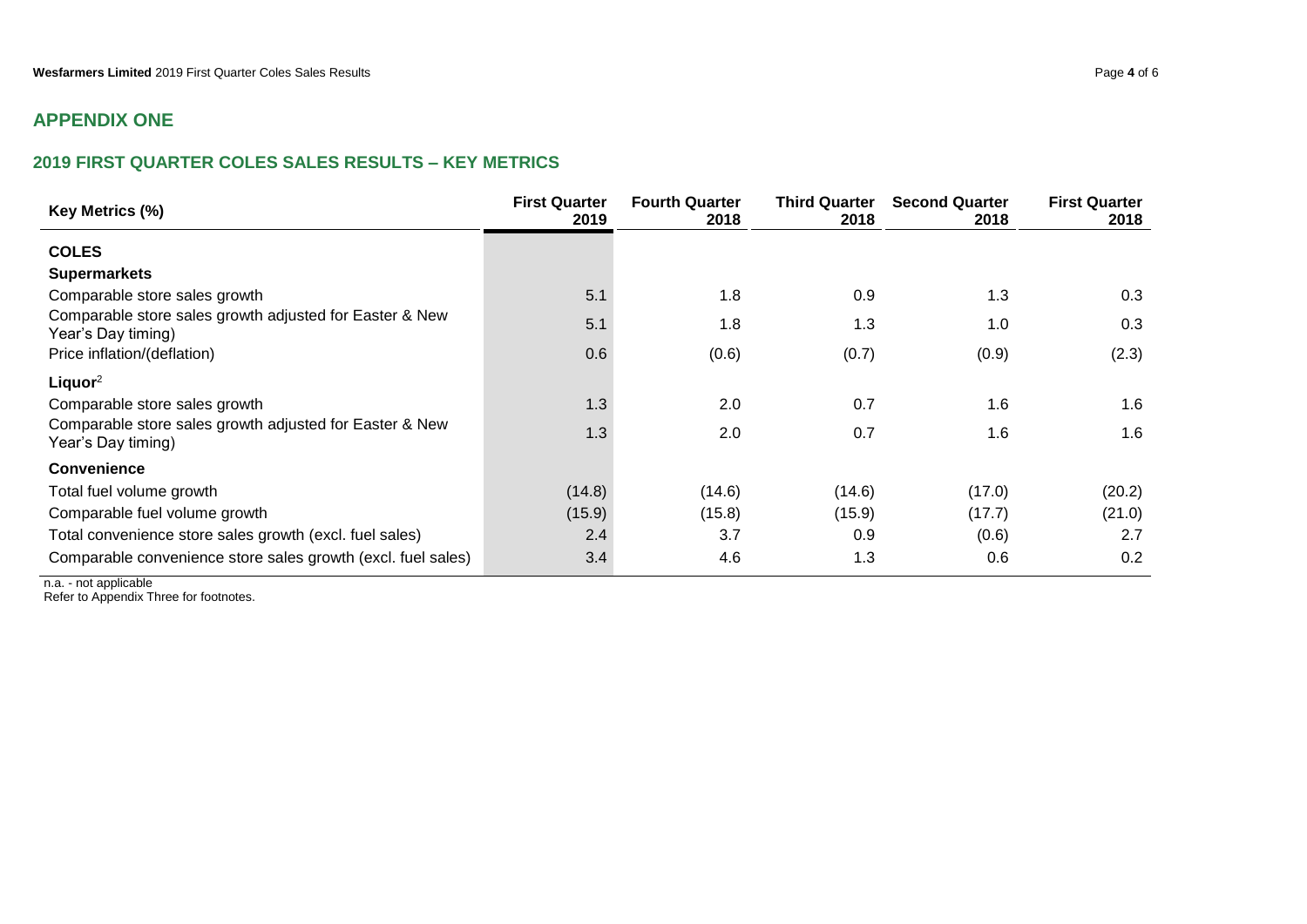## APPENDIX ONE

### 2019 FIRST QUARTER COLES SALES RESULTS – KEY METRICS

| Key Metrics (%) | First Quarter 2019 | Fourth Quarter 2018 | Third Quarter 2018 | Second Quarter 2018 | First Quarter 2018 |
|---|---|---|---|---|---|
| **COLES** | | | | | |
| **Supermarkets** | | | | | |
| Comparable store sales growth | 5.1 | 1.8 | 0.9 | 1.3 | 0.3 |
| Comparable store sales growth adjusted for Easter & New Year's Day timing) | 5.1 | 1.8 | 1.3 | 1.0 | 0.3 |
| Price inflation/(deflation) | 0.6 | (0.6) | (0.7) | (0.9) | (2.3) |
| **Liquor**[2] | | | | | |
| Comparable store sales growth | 1.3 | 2.0 | 0.7 | 1.6 | 1.6 |
| Comparable store sales growth adjusted for Easter & New Year's Day timing) | 1.3 | 2.0 | 0.7 | 1.6 | 1.6 |
| **Convenience** | | | | | |
| Total fuel volume growth | (14.8) | (14.6) | (14.6) | (17.0) | (20.2) |
| Comparable fuel volume growth | (15.9) | (15.8) | (15.9) | (17.7) | (21.0) |
| Total convenience store sales growth (excl. fuel sales) | 2.4 | 3.7 | 0.9 | (0.6) | 2.7 |
| Comparable convenience store sales growth (excl. fuel sales) | 3.4 | 4.6 | 1.3 | 0.6 | 0.2 |

n.a. - not applicable

Refer to Appendix Three for footnotes.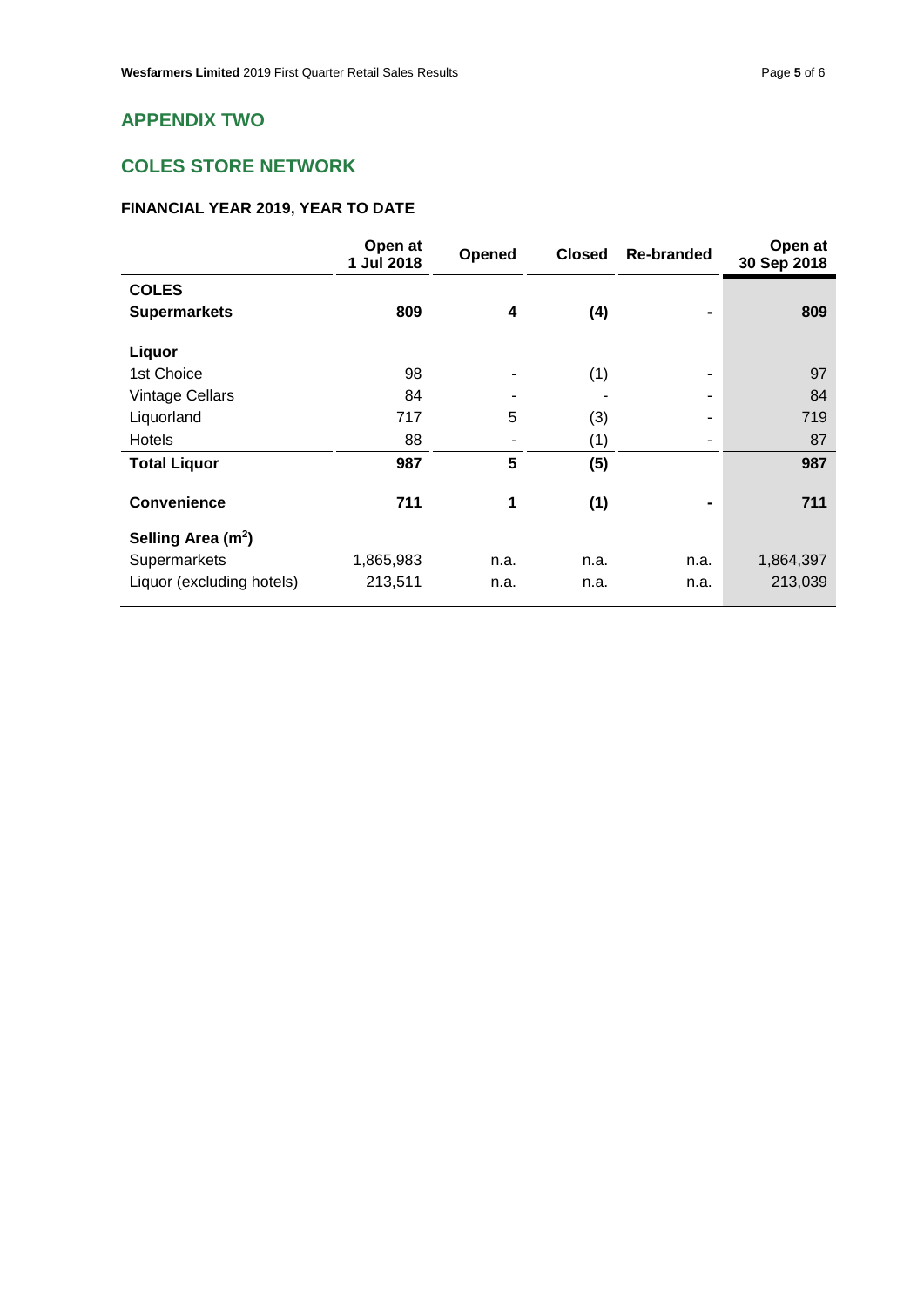## APPENDIX TWO

## COLES STORE NETWORK

### FINANCIAL YEAR 2019, YEAR TO DATE

| | Open at 1 Jul 2018 | Opened | Closed | Re-branded | Open at 30 Sep 2018 |
|---|---|---|---|---|---|
| **COLES** | | | | | |
| **Supermarkets** | **809** | **4** | **(4)** | **-** | **809** |
| | | | | | |
| **Liquor** | | | | | |
| 1st Choice | 98 | - | (1) | - | 97 |
| Vintage Cellars | 84 | - | - | - | 84 |
| Liquorland | 717 | 5 | (3) | - | 719 |
| Hotels | 88 | - | (1) | - | 87 |
| **Total Liquor** | **987** | **5** | **(5)** | | **987** |
| | | | | | |
| **Convenience** | **711** | **1** | **(1)** | **-** | **711** |
| | | | | | |
| **Selling Area ($m^2$)** | | | | | |
| Supermarkets | 1,865,983 | n.a. | n.a. | n.a. | 1,864,397 |
| Liquor (excluding hotels) | 213,511 | n.a. | n.a. | n.a. | 213,039 |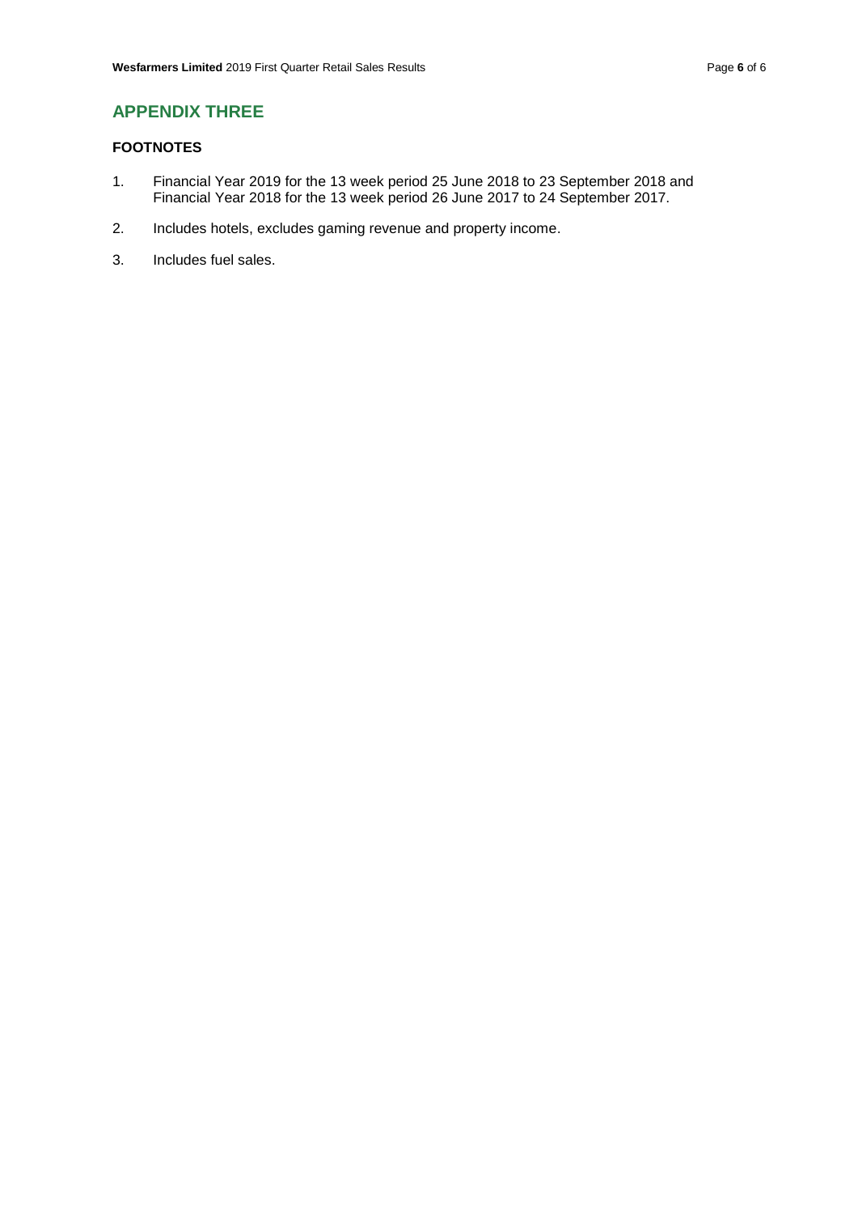## APPENDIX THREE

### FOOTNOTES

1. Financial Year 2019 for the 13 week period 25 June 2018 to 23 September 2018 and Financial Year 2018 for the 13 week period 26 June 2017 to 24 September 2017.
2. Includes hotels, excludes gaming revenue and property income.
3. Includes fuel sales.